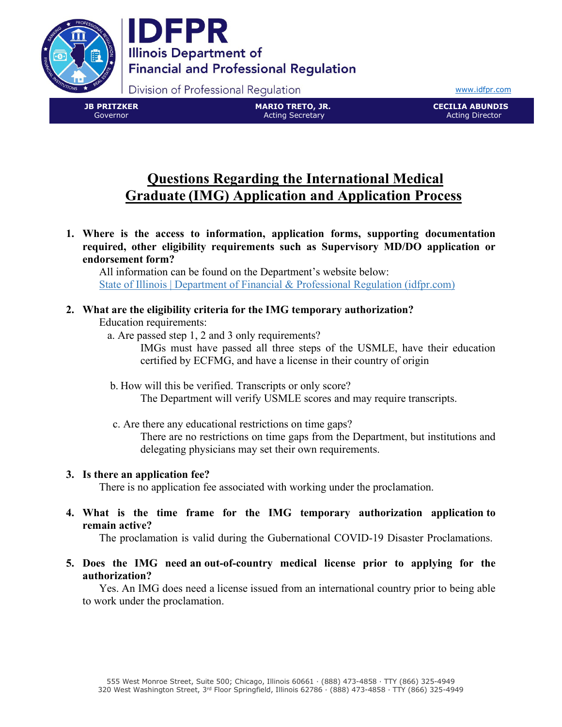# IDFPR

Illinois Department of Financial and Professional Regulation

Division of Professional Regulation

www.idfpr.com

**JB PRITZKER**
Governor

**MARIO TRETO, JR.**
Acting Secretary

**CECILIA ABUNDIS**
Acting Director

## Questions Regarding the International Medical Graduate (IMG) Application and Application Process

1. **Where is the access to information, application forms, supporting documentation required, other eligibility requirements such as Supervisory MD/DO application or endorsement form?**

   All information can be found on the Department's website below:
   [State of Illinois | Department of Financial & Professional Regulation (idfpr.com)](https://www.idfpr.com)

2. **What are the eligibility criteria for the IMG temporary authorization?**

   Education requirements:

   a. Are passed step 1, 2 and 3 only requirements?

      IMGs must have passed all three steps of the USMLE, have their education certified by ECFMG, and have a license in their country of origin

   b. How will this be verified. Transcripts or only score?

      The Department will verify USMLE scores and may require transcripts.

   c. Are there any educational restrictions on time gaps?

      There are no restrictions on time gaps from the Department, but institutions and delegating physicians may set their own requirements.

3. **Is there an application fee?**

   There is no application fee associated with working under the proclamation.

4. **What is the time frame for the IMG temporary authorization application to remain active?**

   The proclamation is valid during the Gubernational COVID-19 Disaster Proclamations.

5. **Does the IMG need an out-of-country medical license prior to applying for the authorization?**

   Yes. An IMG does need a license issued from an international country prior to being able to work under the proclamation.

555 West Monroe Street, Suite 500; Chicago, Illinois 60661 · (888) 473-4858 · TTY (866) 325-4949
320 West Washington Street, 3rd Floor Springfield, Illinois 62786 · (888) 473-4858 · TTY (866) 325-4949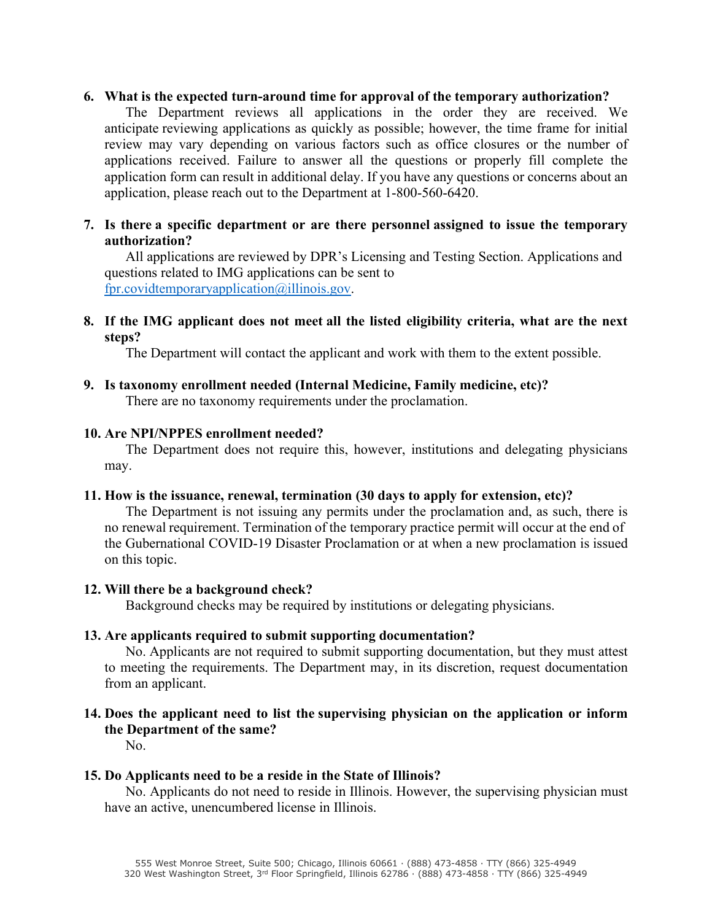6. **What is the expected turn-around time for approval of the temporary authorization?**
   The Department reviews all applications in the order they are received. We anticipate reviewing applications as quickly as possible; however, the time frame for initial review may vary depending on various factors such as office closures or the number of applications received. Failure to answer all the questions or properly fill complete the application form can result in additional delay. If you have any questions or concerns about an application, please reach out to the Department at 1-800-560-6420.

7. **Is there a specific department or are there personnel assigned to issue the temporary authorization?**
   All applications are reviewed by DPR's Licensing and Testing Section. Applications and questions related to IMG applications can be sent to [fpr.covidtemporaryapplication@illinois.gov](mailto:fpr.covidtemporaryapplication@illinois.gov).

8. **If the IMG applicant does not meet all the listed eligibility criteria, what are the next steps?**
   The Department will contact the applicant and work with them to the extent possible.

9. **Is taxonomy enrollment needed (Internal Medicine, Family medicine, etc)?**
   There are no taxonomy requirements under the proclamation.

10. **Are NPI/NPPES enrollment needed?**
    The Department does not require this, however, institutions and delegating physicians may.

11. **How is the issuance, renewal, termination (30 days to apply for extension, etc)?**
    The Department is not issuing any permits under the proclamation and, as such, there is no renewal requirement. Termination of the temporary practice permit will occur at the end of the Gubernational COVID-19 Disaster Proclamation or at when a new proclamation is issued on this topic.

12. **Will there be a background check?**
    Background checks may be required by institutions or delegating physicians.

13. **Are applicants required to submit supporting documentation?**
    No. Applicants are not required to submit supporting documentation, but they must attest to meeting the requirements. The Department may, in its discretion, request documentation from an applicant.

14. **Does the applicant need to list the supervising physician on the application or inform the Department of the same?**
    No.

15. **Do Applicants need to be a reside in the State of Illinois?**
    No. Applicants do not need to reside in Illinois. However, the supervising physician must have an active, unencumbered license in Illinois.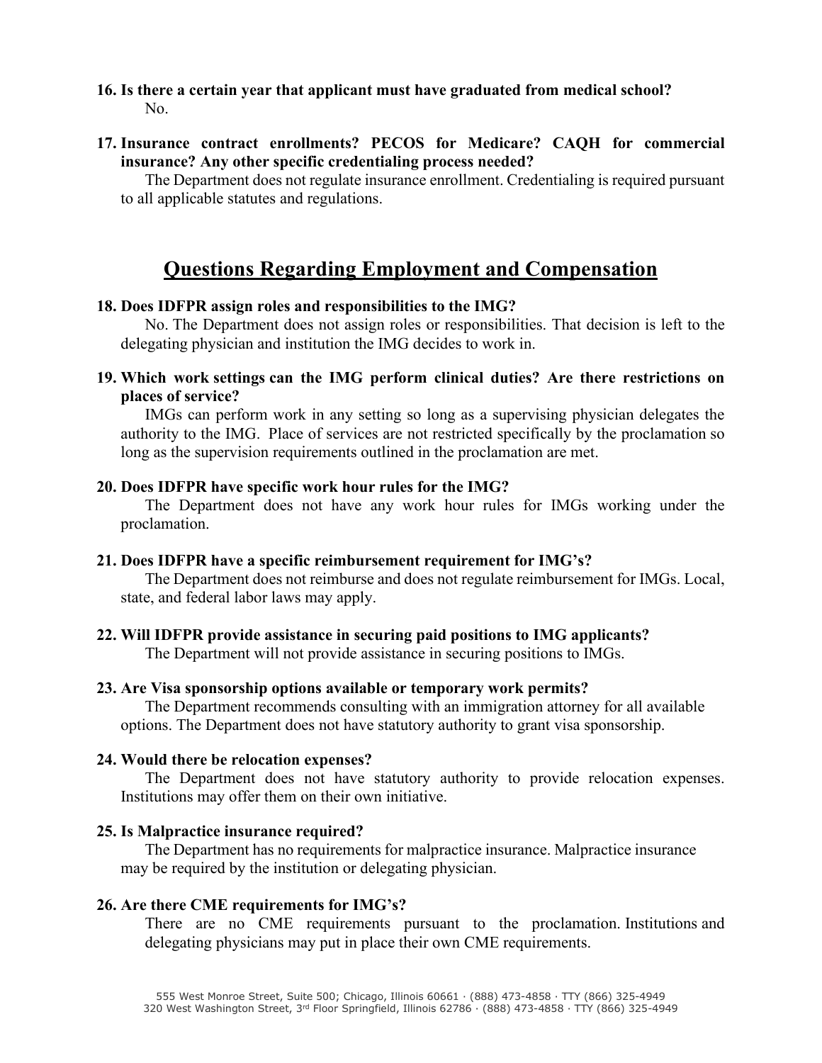**16. Is there a certain year that applicant must have graduated from medical school?**

No.

**17. Insurance contract enrollments? PECOS for Medicare? CAQH for commercial insurance? Any other specific credentialing process needed?**

The Department does not regulate insurance enrollment. Credentialing is required pursuant to all applicable statutes and regulations.

## Questions Regarding Employment and Compensation

**18. Does IDFPR assign roles and responsibilities to the IMG?**

No. The Department does not assign roles or responsibilities. That decision is left to the delegating physician and institution the IMG decides to work in.

**19. Which work settings can the IMG perform clinical duties? Are there restrictions on places of service?**

IMGs can perform work in any setting so long as a supervising physician delegates the authority to the IMG. Place of services are not restricted specifically by the proclamation so long as the supervision requirements outlined in the proclamation are met.

**20. Does IDFPR have specific work hour rules for the IMG?**

The Department does not have any work hour rules for IMGs working under the proclamation.

**21. Does IDFPR have a specific reimbursement requirement for IMG's?**

The Department does not reimburse and does not regulate reimbursement for IMGs. Local, state, and federal labor laws may apply.

**22. Will IDFPR provide assistance in securing paid positions to IMG applicants?**

The Department will not provide assistance in securing positions to IMGs.

**23. Are Visa sponsorship options available or temporary work permits?**

The Department recommends consulting with an immigration attorney for all available options. The Department does not have statutory authority to grant visa sponsorship.

**24. Would there be relocation expenses?**

The Department does not have statutory authority to provide relocation expenses. Institutions may offer them on their own initiative.

**25. Is Malpractice insurance required?**

The Department has no requirements for malpractice insurance. Malpractice insurance may be required by the institution or delegating physician.

**26. Are there CME requirements for IMG's?**

There are no CME requirements pursuant to the proclamation. Institutions and delegating physicians may put in place their own CME requirements.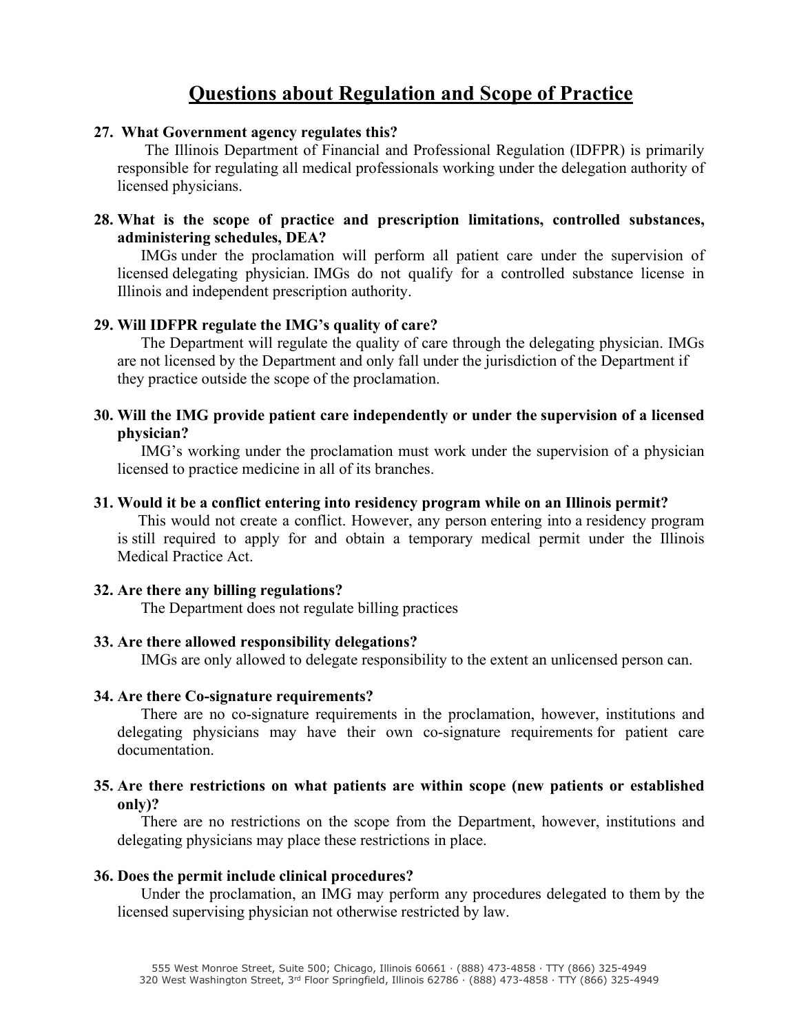## Questions about Regulation and Scope of Practice

**27. What Government agency regulates this?**

The Illinois Department of Financial and Professional Regulation (IDFPR) is primarily responsible for regulating all medical professionals working under the delegation authority of licensed physicians.

**28. What is the scope of practice and prescription limitations, controlled substances, administering schedules, DEA?**

IMGs under the proclamation will perform all patient care under the supervision of licensed delegating physician. IMGs do not qualify for a controlled substance license in Illinois and independent prescription authority.

**29. Will IDFPR regulate the IMG's quality of care?**

The Department will regulate the quality of care through the delegating physician. IMGs are not licensed by the Department and only fall under the jurisdiction of the Department if they practice outside the scope of the proclamation.

**30. Will the IMG provide patient care independently or under the supervision of a licensed physician?**

IMG's working under the proclamation must work under the supervision of a physician licensed to practice medicine in all of its branches.

**31. Would it be a conflict entering into residency program while on an Illinois permit?**

This would not create a conflict. However, any person entering into a residency program is still required to apply for and obtain a temporary medical permit under the Illinois Medical Practice Act.

**32. Are there any billing regulations?**

The Department does not regulate billing practices

**33. Are there allowed responsibility delegations?**

IMGs are only allowed to delegate responsibility to the extent an unlicensed person can.

**34. Are there Co-signature requirements?**

There are no co-signature requirements in the proclamation, however, institutions and delegating physicians may have their own co-signature requirements for patient care documentation.

**35. Are there restrictions on what patients are within scope (new patients or established only)?**

There are no restrictions on the scope from the Department, however, institutions and delegating physicians may place these restrictions in place.

**36. Does the permit include clinical procedures?**

Under the proclamation, an IMG may perform any procedures delegated to them by the licensed supervising physician not otherwise restricted by law.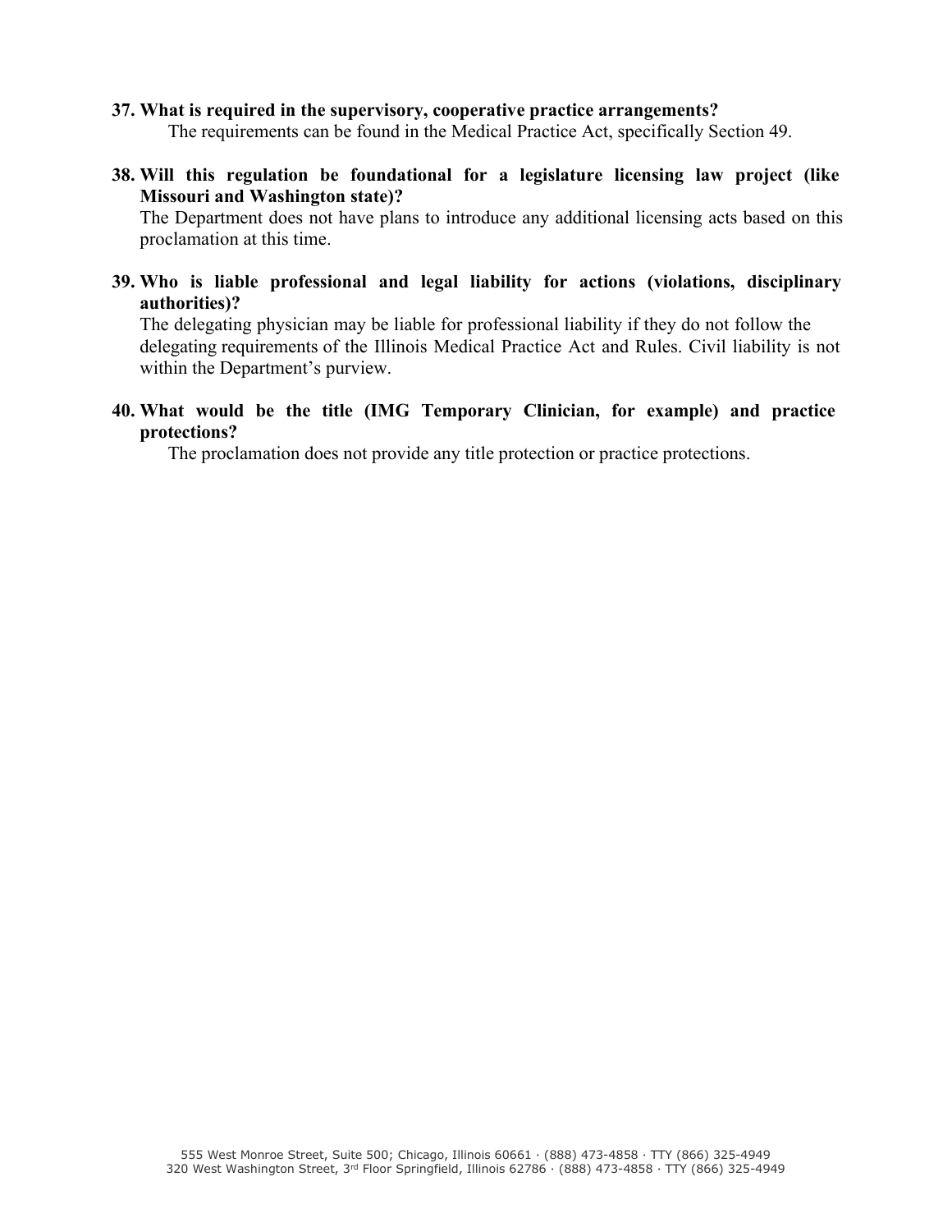37. **What is required in the supervisory, cooperative practice arrangements?**
    The requirements can be found in the Medical Practice Act, specifically Section 49.

38. **Will this regulation be foundational for a legislature licensing law project (like Missouri and Washington state)?**
    The Department does not have plans to introduce any additional licensing acts based on this proclamation at this time.

39. **Who is liable professional and legal liability for actions (violations, disciplinary authorities)?**
    The delegating physician may be liable for professional liability if they do not follow the delegating requirements of the Illinois Medical Practice Act and Rules. Civil liability is not within the Department's purview.

40. **What would be the title (IMG Temporary Clinician, for example) and practice protections?**
    The proclamation does not provide any title protection or practice protections.